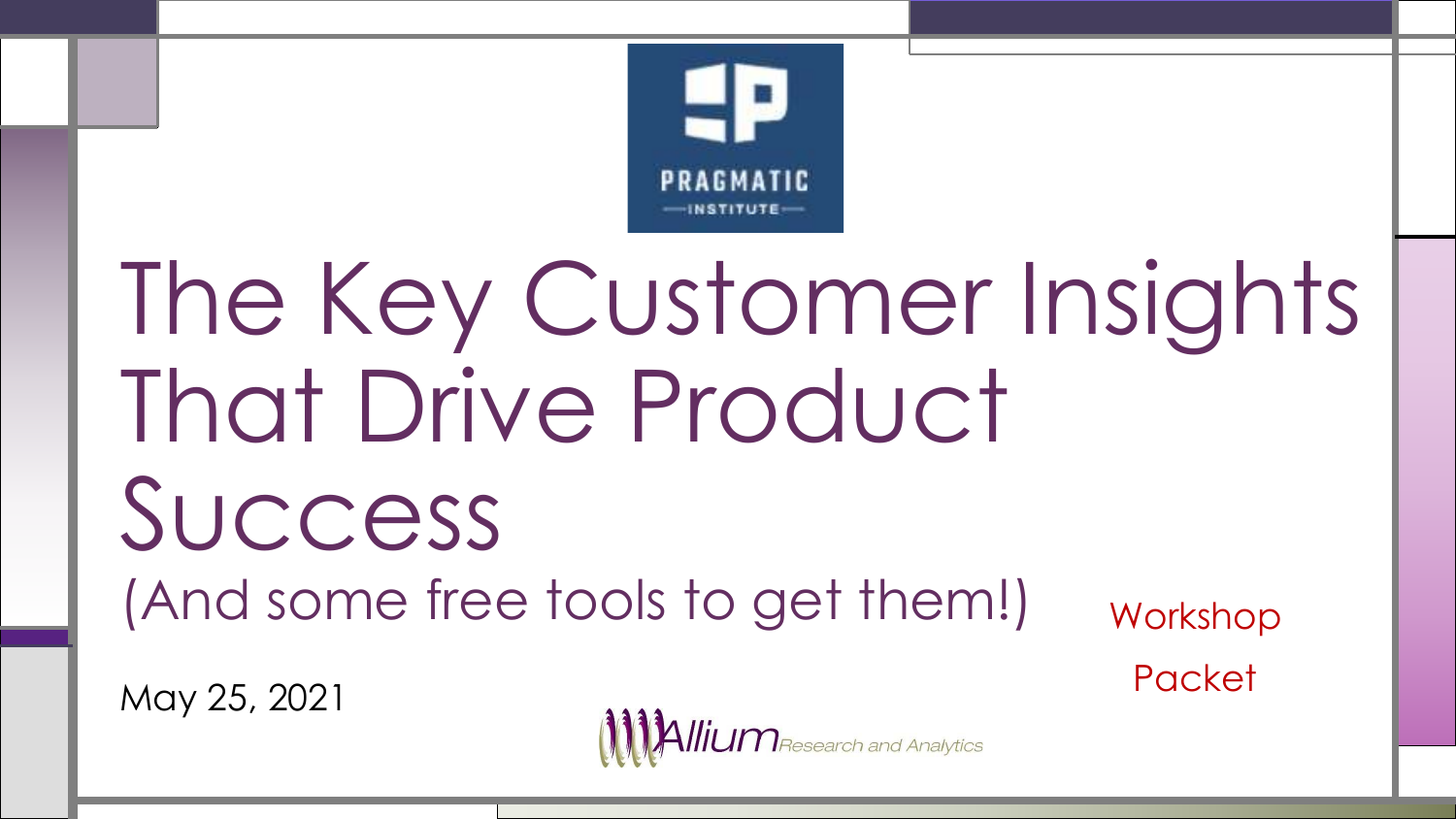PRAGMATIC INSTITUTE

# The Key Customer Insights That Drive Product Success

(And some free tools to get them!)

Workshop Packet

May 25, 2021

Allium Research and Analytics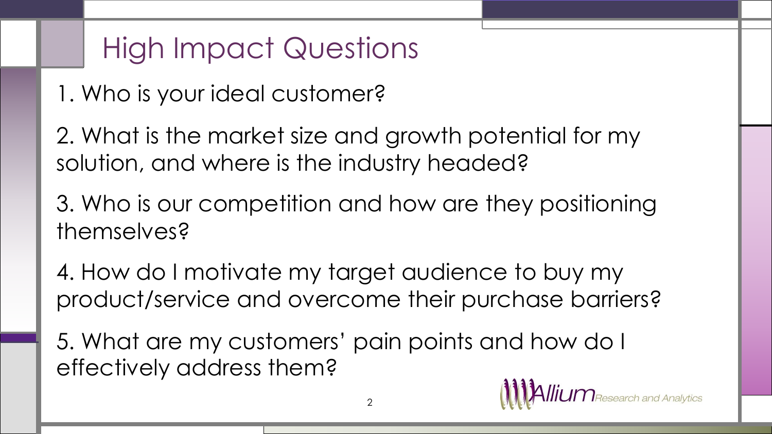# High Impact Questions

1. Who is your ideal customer?
2. What is the market size and growth potential for my solution, and where is the industry headed?
3. Who is our competition and how are they positioning themselves?
4. How do I motivate my target audience to buy my product/service and overcome their purchase barriers?
5. What are my customers' pain points and how do I effectively address them?

Allium Research and Analytics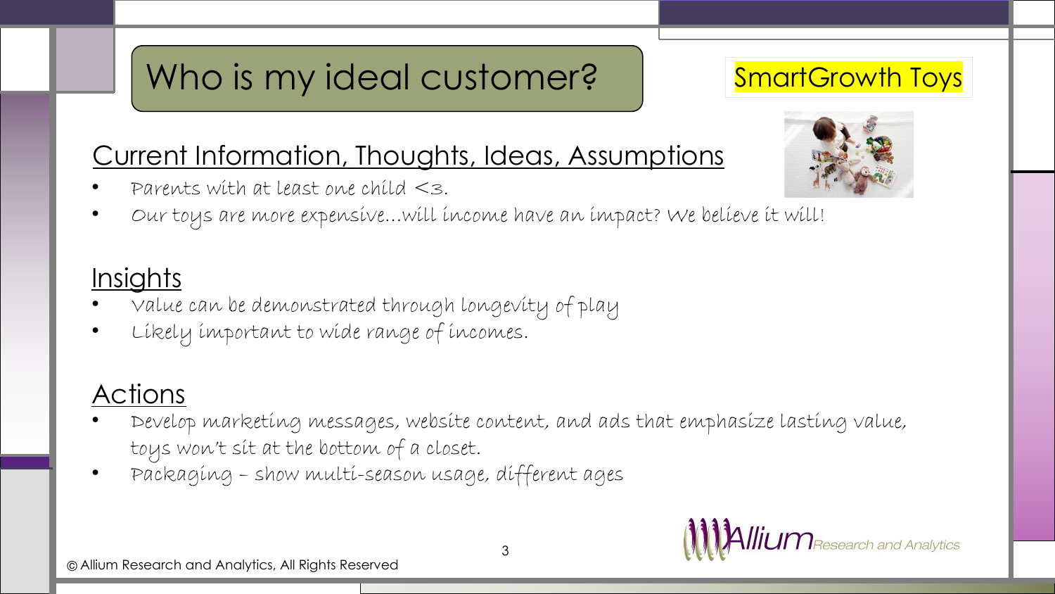# Who is my ideal customer?

SmartGrowth Toys

## Current Information, Thoughts, Ideas, Assumptions

- Parents with at least one child <3.
- Our toys are more expensive…will income have an impact? We believe it will!

## Insights

- Value can be demonstrated through longevity of play
- Likely important to wide range of incomes.

## Actions

- Develop marketing messages, website content, and ads that emphasize lasting value, toys won't sit at the bottom of a closet.
- Packaging – show multi-season usage, different ages

© Allium Research and Analytics, All Rights Reserved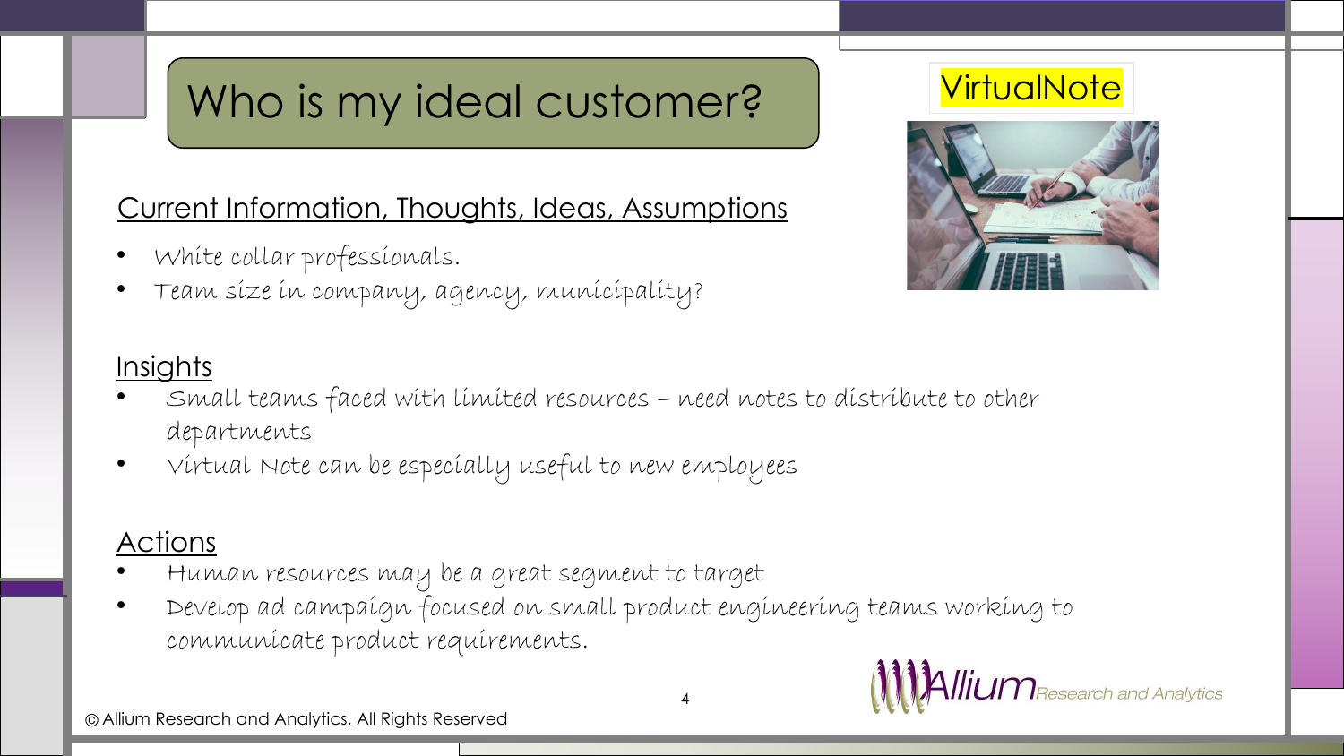# Who is my ideal customer?

VirtualNote

## Current Information, Thoughts, Ideas, Assumptions

- White collar professionals.
- Team size in company, agency, municipality?

## Insights

- Small teams faced with limited resources – need notes to distribute to other departments
- Virtual Note can be especially useful to new employees

## Actions

- Human resources may be a great segment to target
- Develop ad campaign focused on small product engineering teams working to communicate product requirements.

© Allium Research and Analytics, All Rights Reserved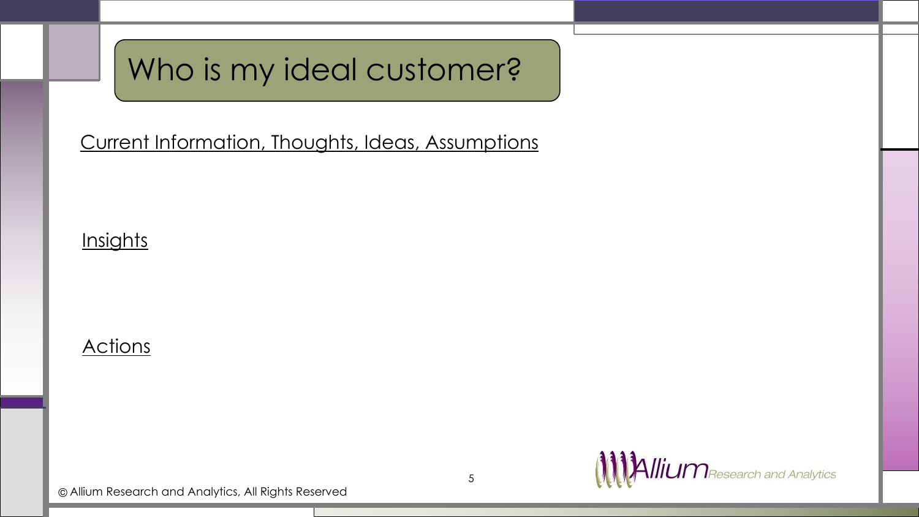# Who is my ideal customer?

Current Information, Thoughts, Ideas, Assumptions

Insights

Actions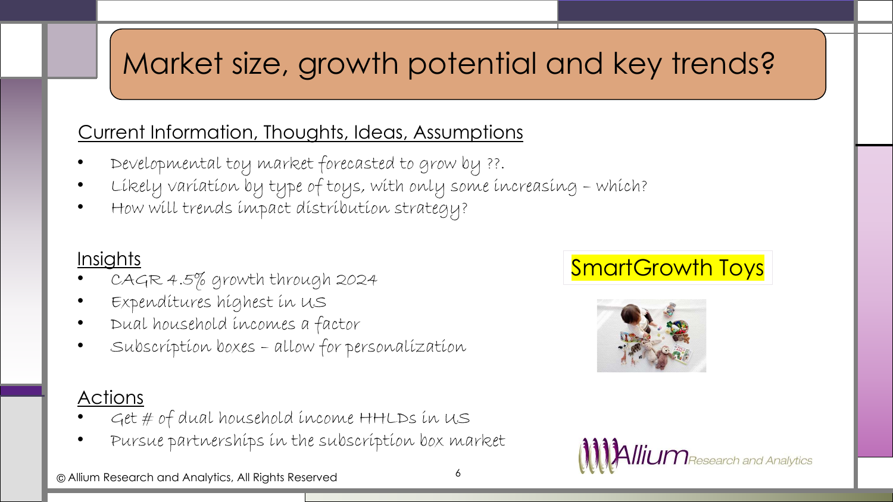# Market size, growth potential and key trends?

## Current Information, Thoughts, Ideas, Assumptions

- Developmental toy market forecasted to grow by ??.
- Likely variation by type of toys, with only some increasing – which?
- How will trends impact distribution strategy?

## Insights

- CAGR 4.5% growth through 2024
- Expenditures highest in US
- Dual household incomes a factor
- Subscription boxes – allow for personalization

SmartGrowth Toys

## Actions

- Get # of dual household income HHLDs in US
- Pursue partnerships in the subscription box market

Allium Research and Analytics

© Allium Research and Analytics, All Rights Reserved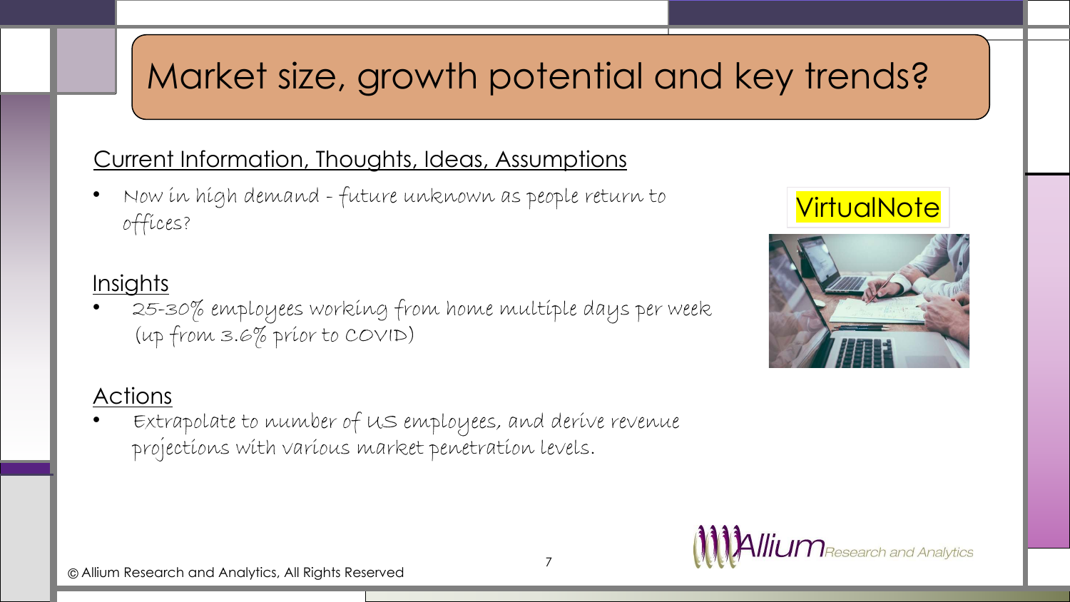# Market size, growth potential and key trends?

## Current Information, Thoughts, Ideas, Assumptions

- Now in high demand - future unknown as people return to offices?

VirtualNote

## Insights

- 25-30% employees working from home multiple days per week (up from 3.6% prior to COVID)

## Actions

- Extrapolate to number of US employees, and derive revenue projections with various market penetration levels.

© Allium Research and Analytics, All Rights Reserved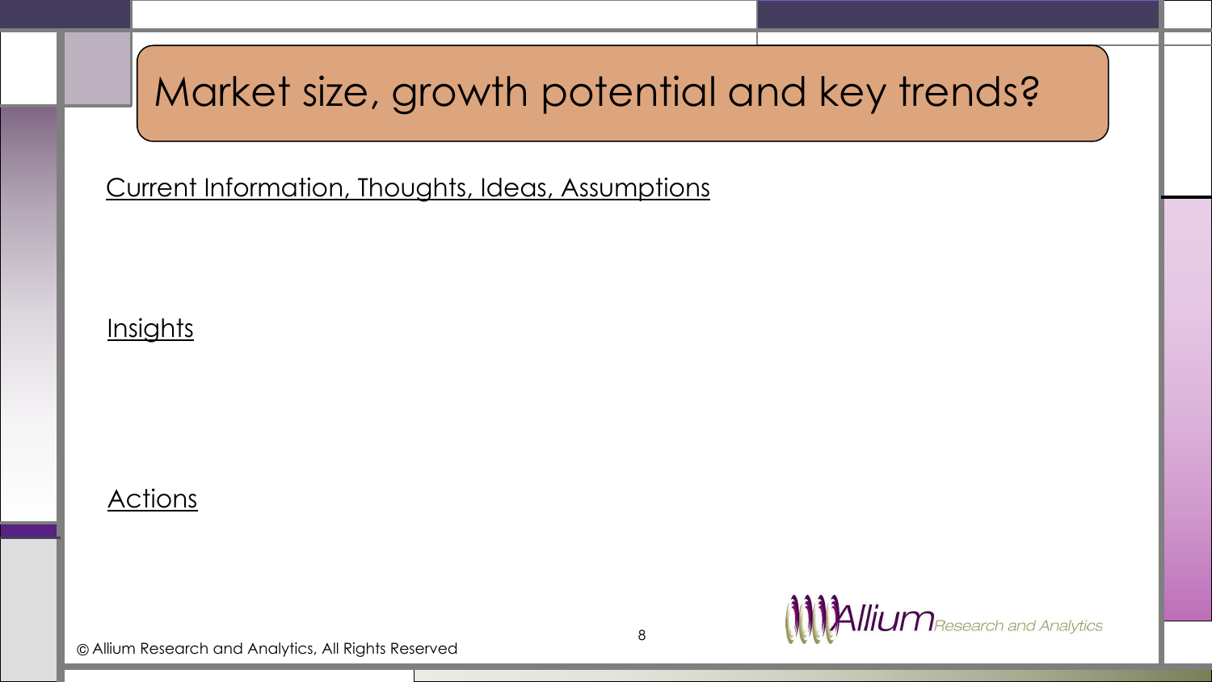# Market size, growth potential and key trends?

Current Information, Thoughts, Ideas, Assumptions

Insights

Actions

© Allium Research and Analytics, All Rights Reserved

Allium Research and Analytics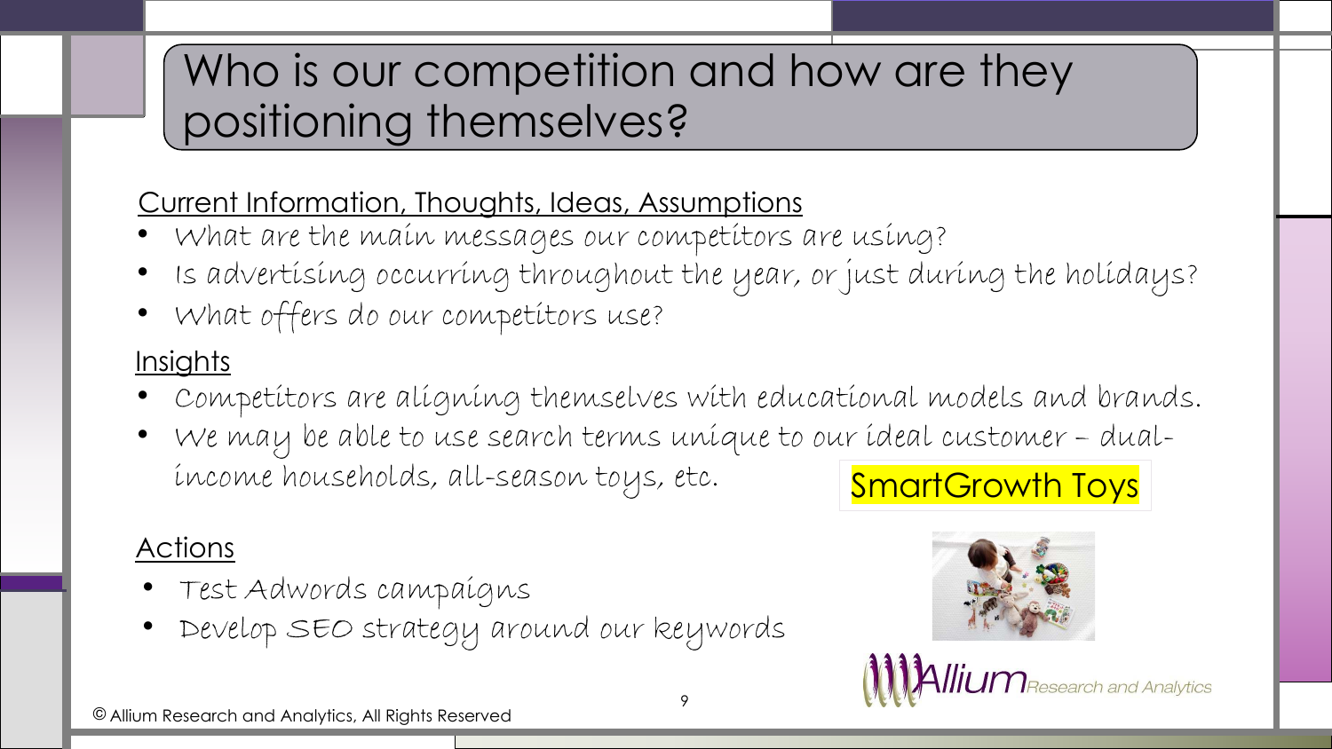# Who is our competition and how are they positioning themselves?

Current Information, Thoughts, Ideas, Assumptions

- What are the main messages our competitors are using?
- Is advertising occurring throughout the year, or just during the holidays?
- What offers do our competitors use?

Insights

- Competitors are aligning themselves with educational models and brands.
- We may be able to use search terms unique to our ideal customer – dual-income households, all-season toys, etc.

SmartGrowth Toys

Actions

- Test Adwords campaigns
- Develop SEO strategy around our keywords

Allium Research and Analytics

© Allium Research and Analytics, All Rights Reserved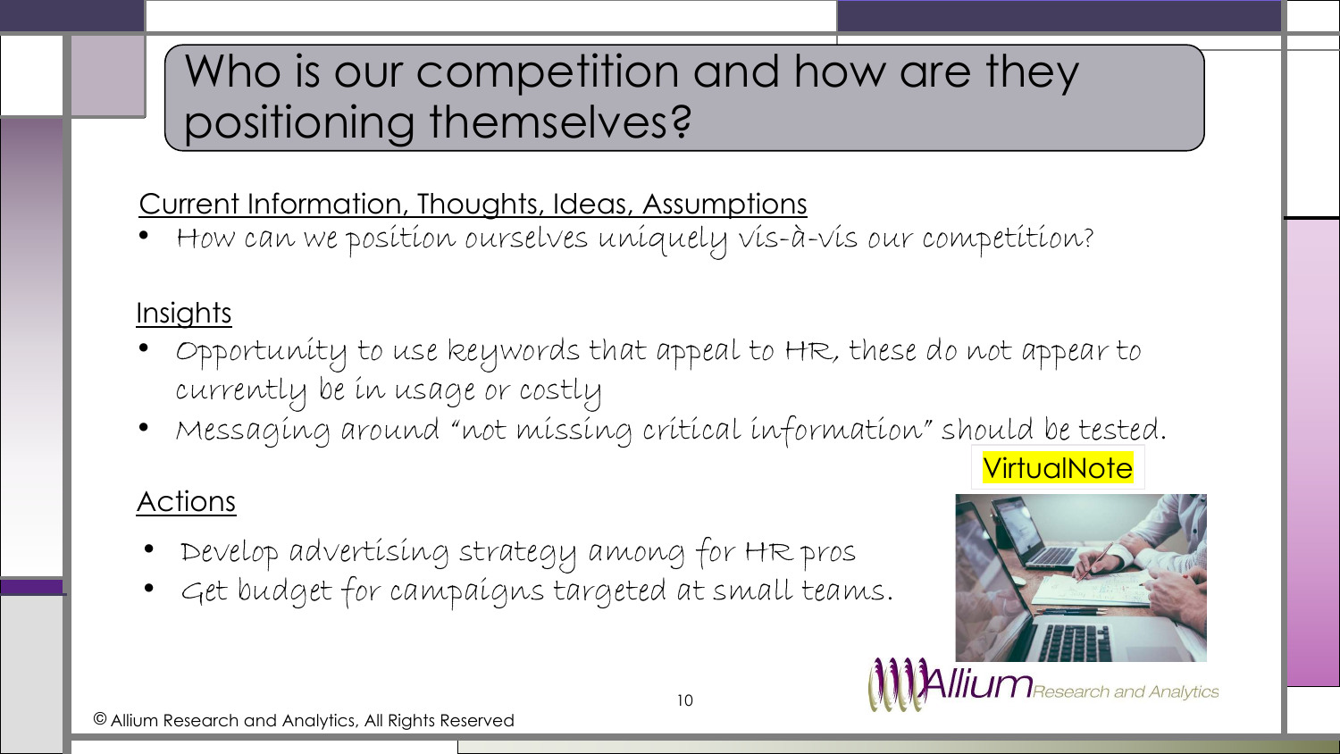# Who is our competition and how are they positioning themselves?

Current Information, Thoughts, Ideas, Assumptions

- How can we position ourselves uniquely vis-à-vis our competition?

Insights

- Opportunity to use keywords that appeal to HR, these do not appear to currently be in usage or costly
- Messaging around "not missing critical information" should be tested.

VirtualNote

Actions

- Develop advertising strategy among for HR pros
- Get budget for campaigns targeted at small teams.

Allium Research and Analytics

© Allium Research and Analytics, All Rights Reserved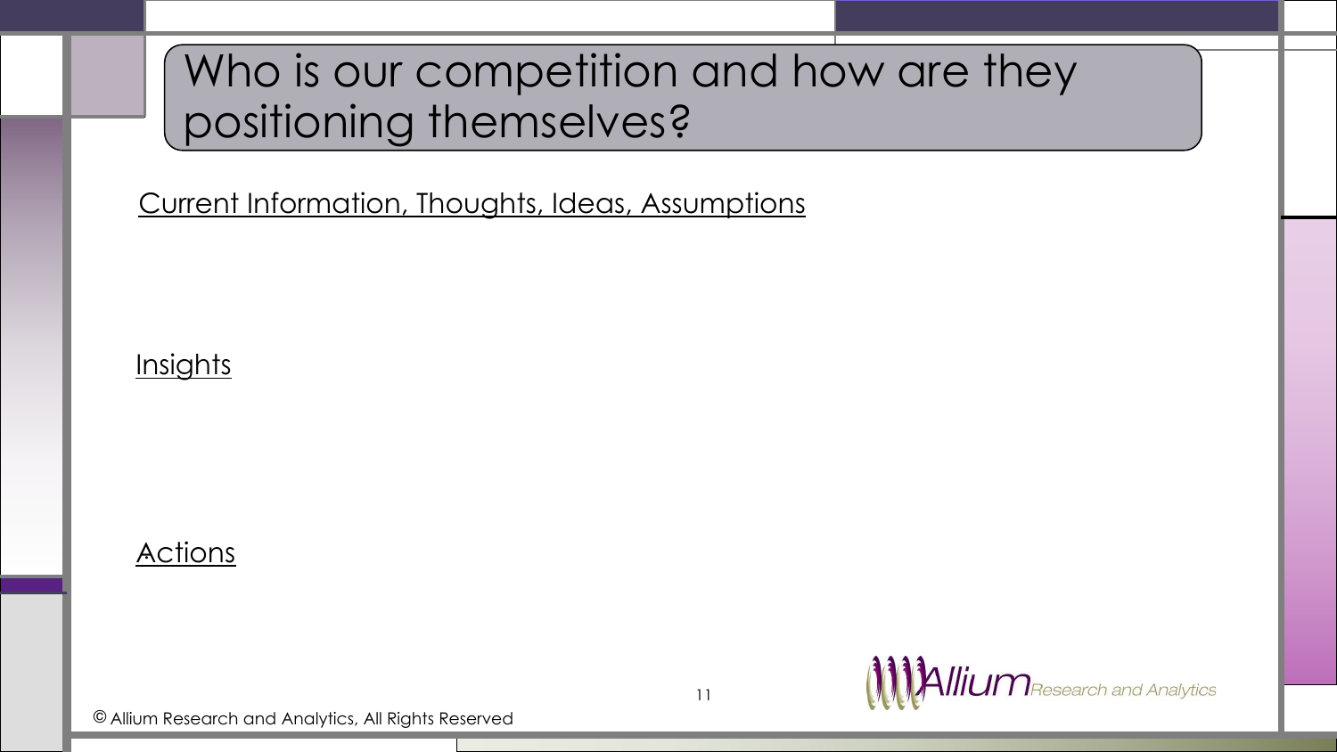# Who is our competition and how are they positioning themselves?

Current Information, Thoughts, Ideas, Assumptions

Insights

Actions

© Allium Research and Analytics, All Rights Reserved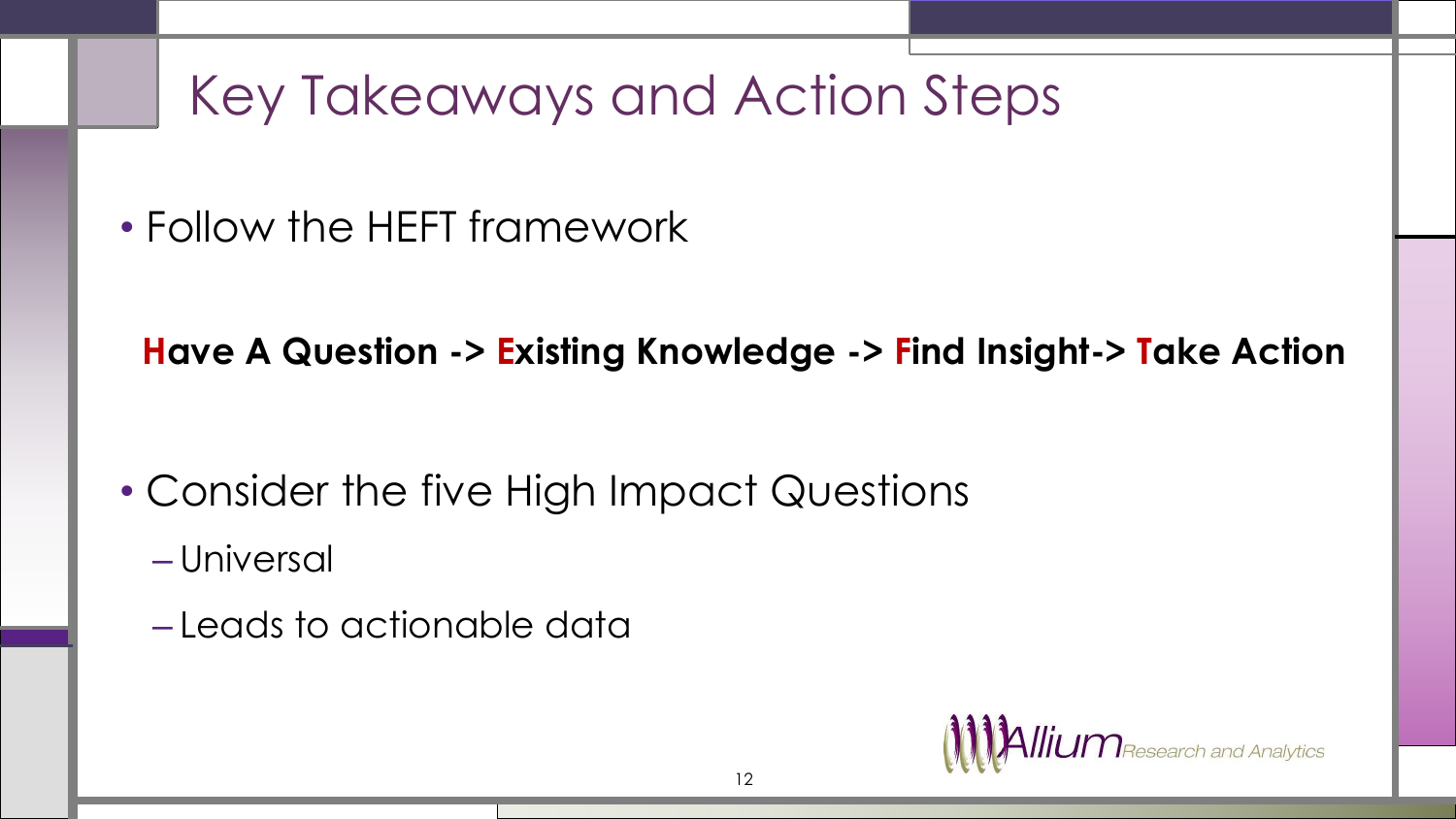# Key Takeaways and Action Steps

- Follow the HEFT framework

**Have A Question -> Existing Knowledge -> Find Insight-> Take Action**

- Consider the five High Impact Questions
  - Universal
  - Leads to actionable data

Allium Research and Analytics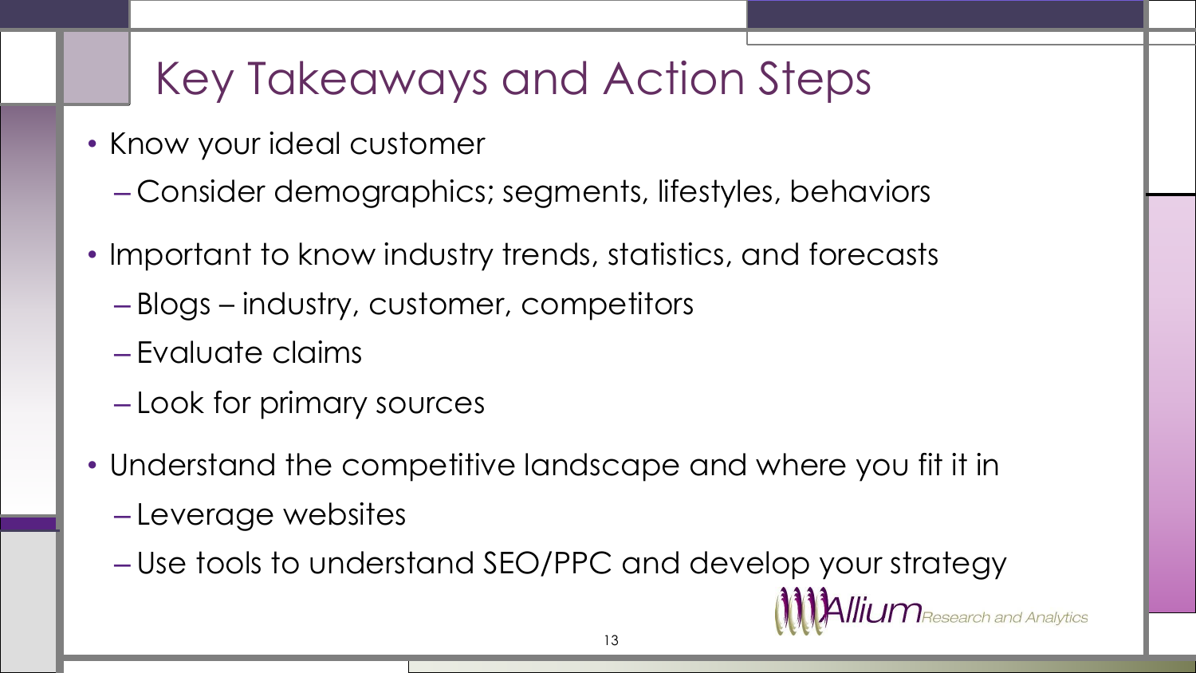# Key Takeaways and Action Steps

- Know your ideal customer
  - Consider demographics; segments, lifestyles, behaviors
- Important to know industry trends, statistics, and forecasts
  - Blogs – industry, customer, competitors
  - Evaluate claims
  - Look for primary sources
- Understand the competitive landscape and where you fit it in
  - Leverage websites
  - Use tools to understand SEO/PPC and develop your strategy

Allium Research and Analytics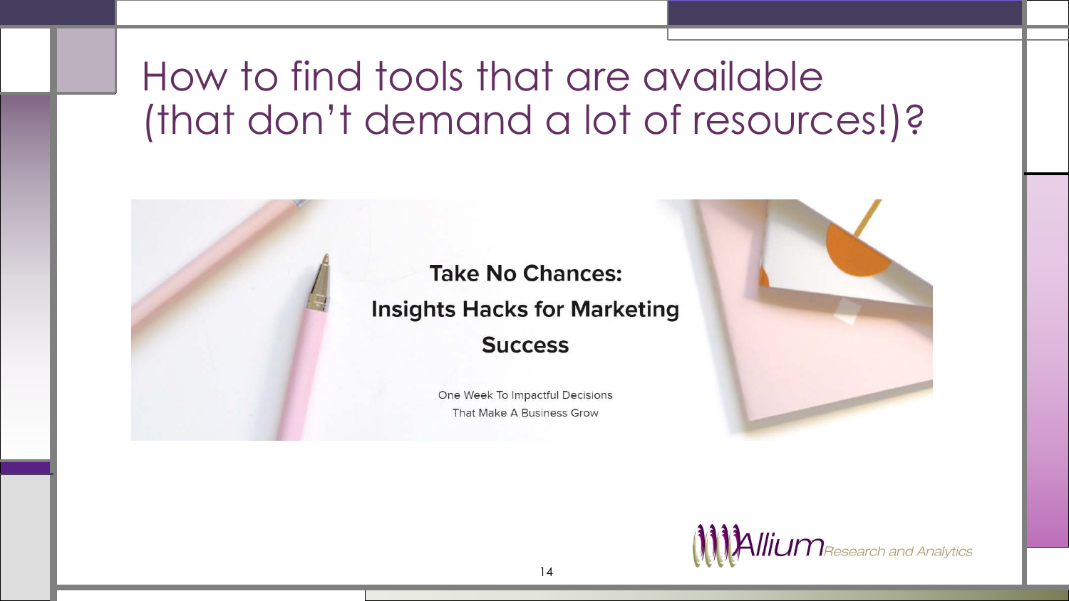# How to find tools that are available (that don't demand a lot of resources!)?

**Take No Chances:**

**Insights Hacks for Marketing Success**

One Week To Impactful Decisions That Make A Business Grow

Allium Research and Analytics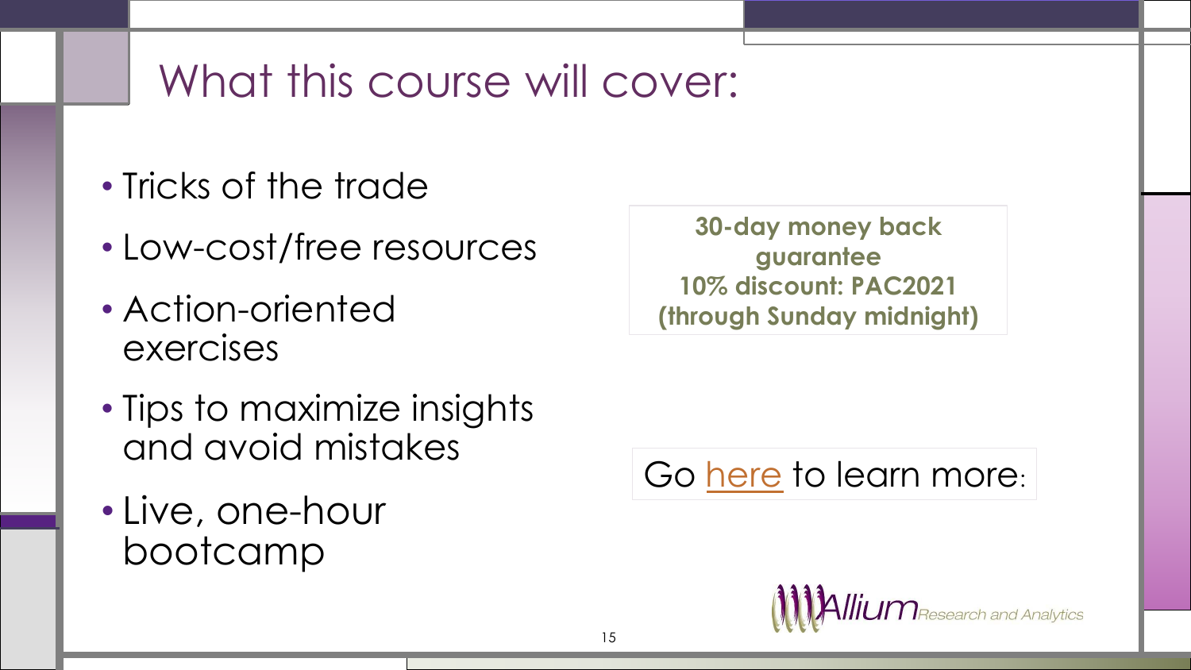# What this course will cover:

- Tricks of the trade
- Low-cost/free resources
- Action-oriented exercises
- Tips to maximize insights and avoid mistakes
- Live, one-hour bootcamp

**30-day money back guarantee**
**10% discount: PAC2021**
**(through Sunday midnight)**

Go here to learn more:

Allium Research and Analytics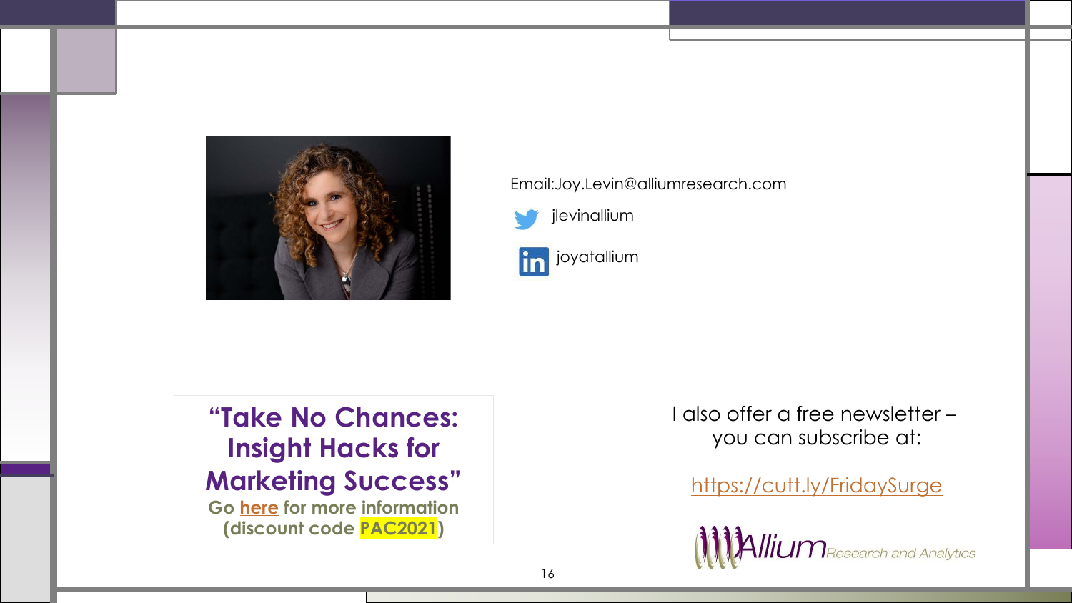Email:Joy.Levin@alliumresearch.com

jlevinallium

joyatallium

**“Take No Chances: Insight Hacks for Marketing Success”**

**Go here for more information (discount code PAC2021)**

I also offer a free newsletter – you can subscribe at:

https://cutt.ly/FridaySurge

Allium Research and Analytics